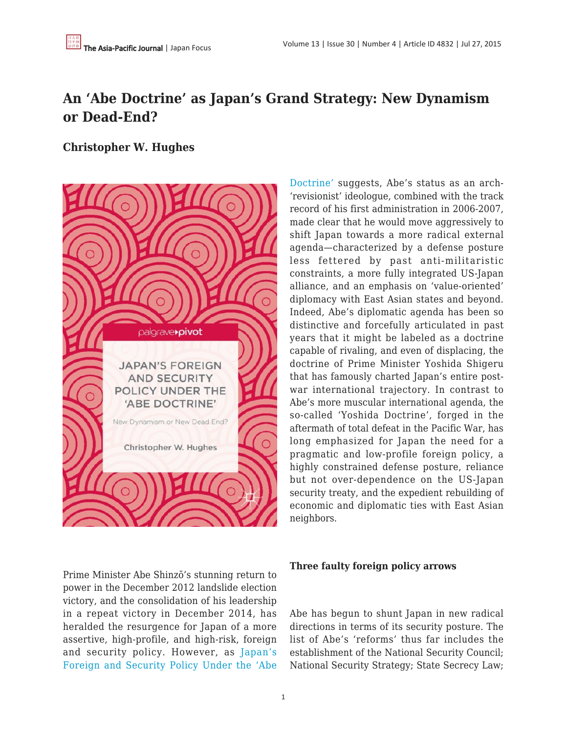# An 'Abe Doctrine' as Japan's Grand Strategy: New Dynamism or Dead-End?

## Christopher W. Hughes

Prime Minister Abe Shinzō's stunning return to power in the December 2012 landslide election victory, and the consolidation of his leadership in a repeat victory in December 2014, has heralded the resurgence for Japan of a more assertive, high-profile, and high-risk, foreign and security policy. However, as Japan's Foreign and Security Policy Under the 'Abe Doctrine' suggests, Abe's status as an arch-'revisionist' ideologue, combined with the track record of his first administration in 2006-2007, made clear that he would move aggressively to shift Japan towards a more radical external agenda—characterized by a defense posture less fettered by past anti-militaristic constraints, a more fully integrated US-Japan alliance, and an emphasis on 'value-oriented' diplomacy with East Asian states and beyond. Indeed, Abe's diplomatic agenda has been so distinctive and forcefully articulated in past years that it might be labeled as a doctrine capable of rivaling, and even of displacing, the doctrine of Prime Minister Yoshida Shigeru that has famously charted Japan's entire post-war international trajectory. In contrast to Abe's more muscular international agenda, the so-called 'Yoshida Doctrine', forged in the aftermath of total defeat in the Pacific War, has long emphasized for Japan the need for a pragmatic and low-profile foreign policy, a highly constrained defense posture, reliance but not over-dependence on the US-Japan security treaty, and the expedient rebuilding of economic and diplomatic ties with East Asian neighbors.

### Three faulty foreign policy arrows

Abe has begun to shunt Japan in new radical directions in terms of its security posture. The list of Abe's 'reforms' thus far includes the establishment of the National Security Council; National Security Strategy; State Secrecy Law;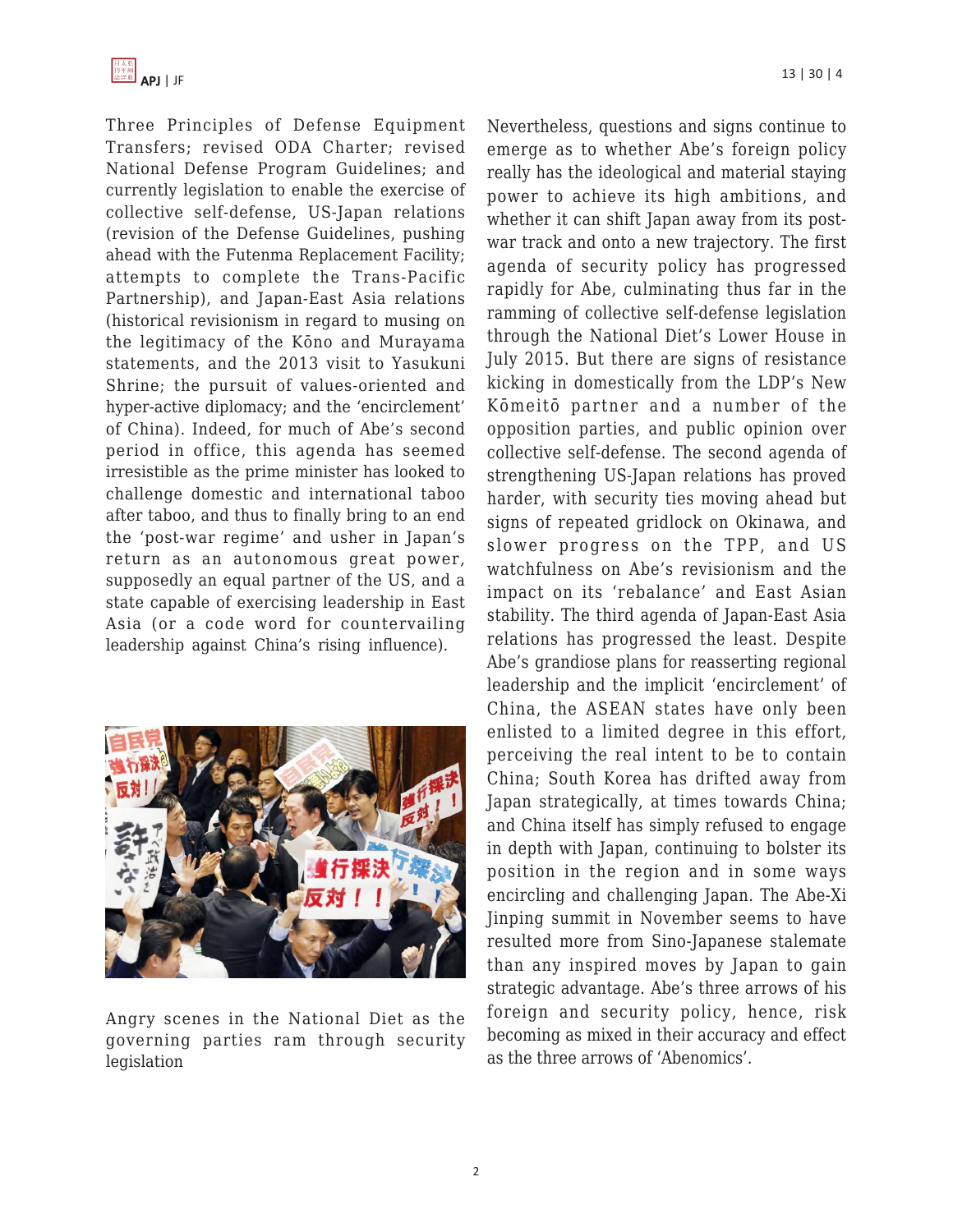Three Principles of Defense Equipment Transfers; revised ODA Charter; revised National Defense Program Guidelines; and currently legislation to enable the exercise of collective self-defense, US-Japan relations (revision of the Defense Guidelines, pushing ahead with the Futenma Replacement Facility; attempts to complete the Trans-Pacific Partnership), and Japan-East Asia relations (historical revisionism in regard to musing on the legitimacy of the Kōno and Murayama statements, and the 2013 visit to Yasukuni Shrine; the pursuit of values-oriented and hyper-active diplomacy; and the 'encirclement' of China). Indeed, for much of Abe's second period in office, this agenda has seemed irresistible as the prime minister has looked to challenge domestic and international taboo after taboo, and thus to finally bring to an end the 'post-war regime' and usher in Japan's return as an autonomous great power, supposedly an equal partner of the US, and a state capable of exercising leadership in East Asia (or a code word for countervailing leadership against China's rising influence).

Angry scenes in the National Diet as the governing parties ram through security legislation

Nevertheless, questions and signs continue to emerge as to whether Abe's foreign policy really has the ideological and material staying power to achieve its high ambitions, and whether it can shift Japan away from its post-war track and onto a new trajectory. The first agenda of security policy has progressed rapidly for Abe, culminating thus far in the ramming of collective self-defense legislation through the National Diet's Lower House in July 2015. But there are signs of resistance kicking in domestically from the LDP's New Kōmeitō partner and a number of the opposition parties, and public opinion over collective self-defense. The second agenda of strengthening US-Japan relations has proved harder, with security ties moving ahead but signs of repeated gridlock on Okinawa, and slower progress on the TPP, and US watchfulness on Abe's revisionism and the impact on its 'rebalance' and East Asian stability. The third agenda of Japan-East Asia relations has progressed the least. Despite Abe's grandiose plans for reasserting regional leadership and the implicit 'encirclement' of China, the ASEAN states have only been enlisted to a limited degree in this effort, perceiving the real intent to be to contain China; South Korea has drifted away from Japan strategically, at times towards China; and China itself has simply refused to engage in depth with Japan, continuing to bolster its position in the region and in some ways encircling and challenging Japan. The Abe-Xi Jinping summit in November seems to have resulted more from Sino-Japanese stalemate than any inspired moves by Japan to gain strategic advantage. Abe's three arrows of his foreign and security policy, hence, risk becoming as mixed in their accuracy and effect as the three arrows of 'Abenomics'.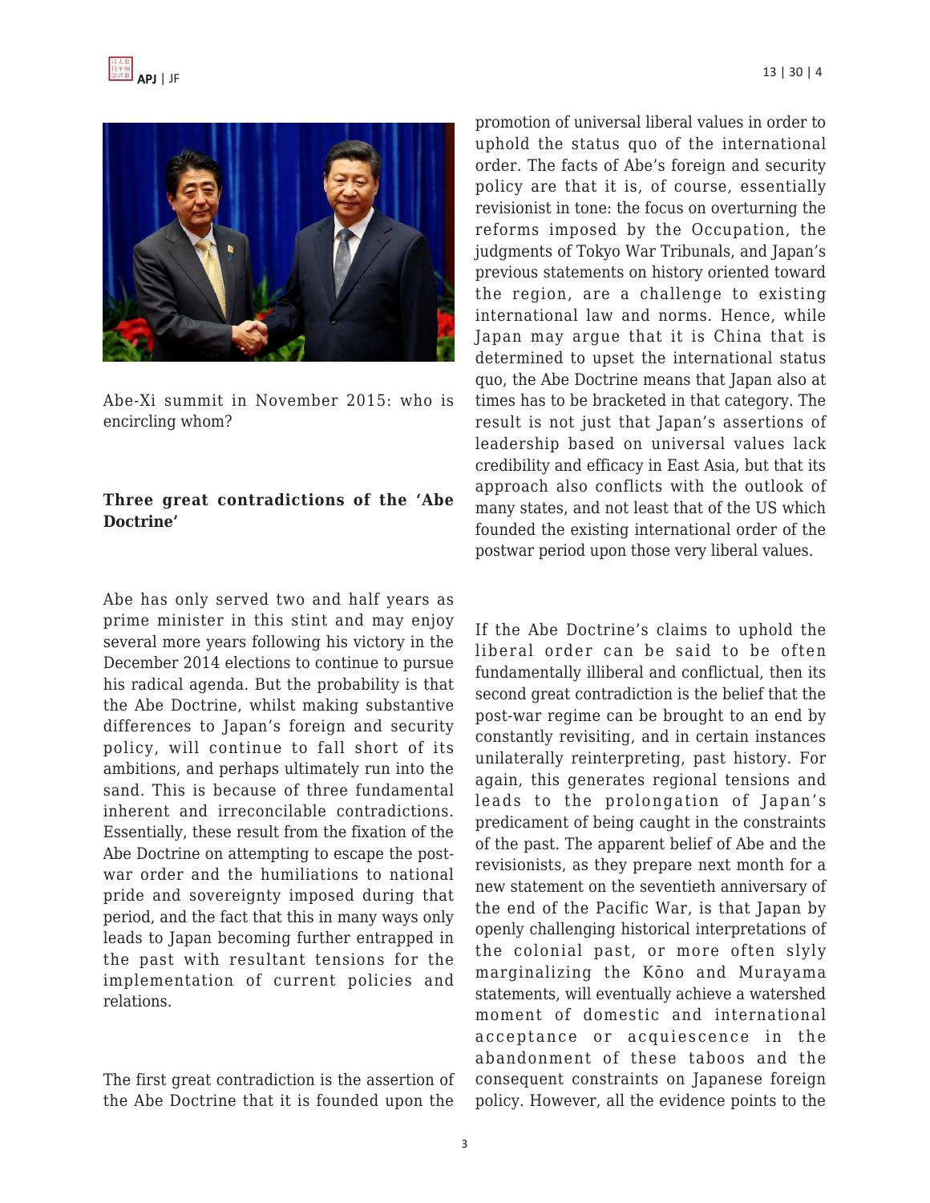Abe-Xi summit in November 2015: who is encircling whom?

**Three great contradictions of the 'Abe Doctrine'**

Abe has only served two and half years as prime minister in this stint and may enjoy several more years following his victory in the December 2014 elections to continue to pursue his radical agenda. But the probability is that the Abe Doctrine, whilst making substantive differences to Japan's foreign and security policy, will continue to fall short of its ambitions, and perhaps ultimately run into the sand. This is because of three fundamental inherent and irreconcilable contradictions. Essentially, these result from the fixation of the Abe Doctrine on attempting to escape the post-war order and the humiliations to national pride and sovereignty imposed during that period, and the fact that this in many ways only leads to Japan becoming further entrapped in the past with resultant tensions for the implementation of current policies and relations.

The first great contradiction is the assertion of the Abe Doctrine that it is founded upon the promotion of universal liberal values in order to uphold the status quo of the international order. The facts of Abe's foreign and security policy are that it is, of course, essentially revisionist in tone: the focus on overturning the reforms imposed by the Occupation, the judgments of Tokyo War Tribunals, and Japan's previous statements on history oriented toward the region, are a challenge to existing international law and norms. Hence, while Japan may argue that it is China that is determined to upset the international status quo, the Abe Doctrine means that Japan also at times has to be bracketed in that category. The result is not just that Japan's assertions of leadership based on universal values lack credibility and efficacy in East Asia, but that its approach also conflicts with the outlook of many states, and not least that of the US which founded the existing international order of the postwar period upon those very liberal values.

If the Abe Doctrine's claims to uphold the liberal order can be said to be often fundamentally illiberal and conflictual, then its second great contradiction is the belief that the post-war regime can be brought to an end by constantly revisiting, and in certain instances unilaterally reinterpreting, past history. For again, this generates regional tensions and leads to the prolongation of Japan's predicament of being caught in the constraints of the past. The apparent belief of Abe and the revisionists, as they prepare next month for a new statement on the seventieth anniversary of the end of the Pacific War, is that Japan by openly challenging historical interpretations of the colonial past, or more often slyly marginalizing the Kōno and Murayama statements, will eventually achieve a watershed moment of domestic and international acceptance or acquiescence in the abandonment of these taboos and the consequent constraints on Japanese foreign policy. However, all the evidence points to the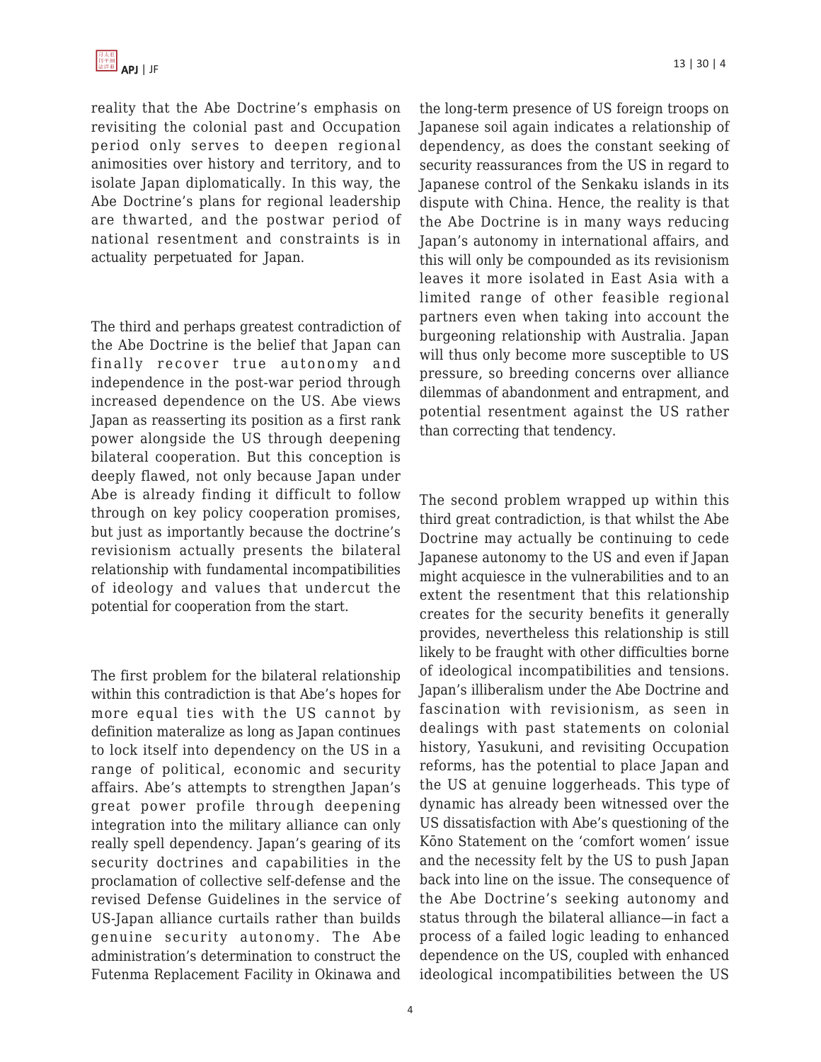reality that the Abe Doctrine's emphasis on revisiting the colonial past and Occupation period only serves to deepen regional animosities over history and territory, and to isolate Japan diplomatically. In this way, the Abe Doctrine's plans for regional leadership are thwarted, and the postwar period of national resentment and constraints is in actuality perpetuated for Japan.

The third and perhaps greatest contradiction of the Abe Doctrine is the belief that Japan can finally recover true autonomy and independence in the post-war period through increased dependence on the US. Abe views Japan as reasserting its position as a first rank power alongside the US through deepening bilateral cooperation. But this conception is deeply flawed, not only because Japan under Abe is already finding it difficult to follow through on key policy cooperation promises, but just as importantly because the doctrine's revisionism actually presents the bilateral relationship with fundamental incompatibilities of ideology and values that undercut the potential for cooperation from the start.

The first problem for the bilateral relationship within this contradiction is that Abe's hopes for more equal ties with the US cannot by definition materalize as long as Japan continues to lock itself into dependency on the US in a range of political, economic and security affairs. Abe's attempts to strengthen Japan's great power profile through deepening integration into the military alliance can only really spell dependency. Japan's gearing of its security doctrines and capabilities in the proclamation of collective self-defense and the revised Defense Guidelines in the service of US-Japan alliance curtails rather than builds genuine security autonomy. The Abe administration's determination to construct the Futenma Replacement Facility in Okinawa and the long-term presence of US foreign troops on Japanese soil again indicates a relationship of dependency, as does the constant seeking of security reassurances from the US in regard to Japanese control of the Senkaku islands in its dispute with China. Hence, the reality is that the Abe Doctrine is in many ways reducing Japan's autonomy in international affairs, and this will only be compounded as its revisionism leaves it more isolated in East Asia with a limited range of other feasible regional partners even when taking into account the burgeoning relationship with Australia. Japan will thus only become more susceptible to US pressure, so breeding concerns over alliance dilemmas of abandonment and entrapment, and potential resentment against the US rather than correcting that tendency.

The second problem wrapped up within this third great contradiction, is that whilst the Abe Doctrine may actually be continuing to cede Japanese autonomy to the US and even if Japan might acquiesce in the vulnerabilities and to an extent the resentment that this relationship creates for the security benefits it generally provides, nevertheless this relationship is still likely to be fraught with other difficulties borne of ideological incompatibilities and tensions. Japan's illiberalism under the Abe Doctrine and fascination with revisionism, as seen in dealings with past statements on colonial history, Yasukuni, and revisiting Occupation reforms, has the potential to place Japan and the US at genuine loggerheads. This type of dynamic has already been witnessed over the US dissatisfaction with Abe's questioning of the Kōno Statement on the 'comfort women' issue and the necessity felt by the US to push Japan back into line on the issue. The consequence of the Abe Doctrine's seeking autonomy and status through the bilateral alliance—in fact a process of a failed logic leading to enhanced dependence on the US, coupled with enhanced ideological incompatibilities between the US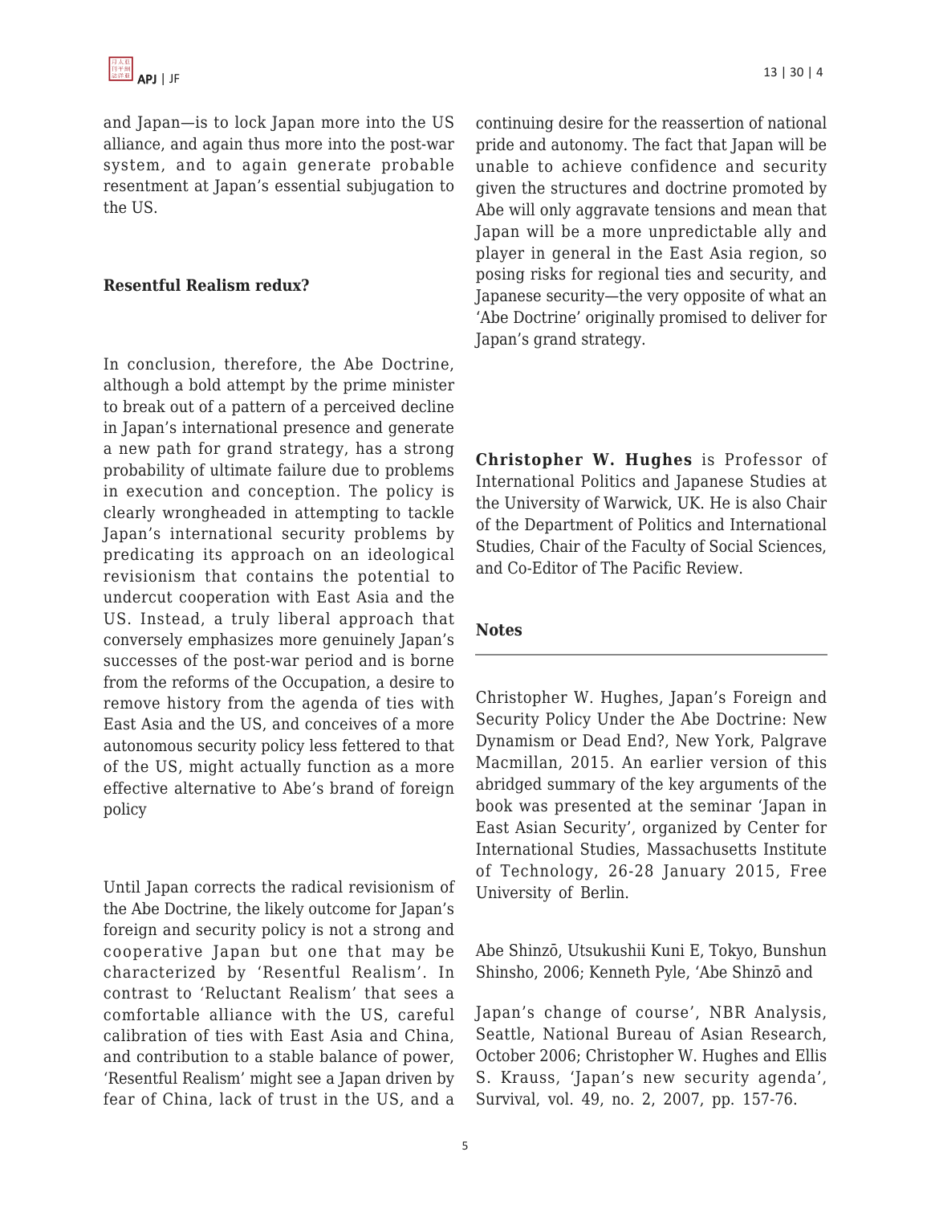and Japan—is to lock Japan more into the US alliance, and again thus more into the post-war system, and to again generate probable resentment at Japan's essential subjugation to the US.

**Resentful Realism redux?**

In conclusion, therefore, the Abe Doctrine, although a bold attempt by the prime minister to break out of a pattern of a perceived decline in Japan's international presence and generate a new path for grand strategy, has a strong probability of ultimate failure due to problems in execution and conception. The policy is clearly wrongheaded in attempting to tackle Japan's international security problems by predicating its approach on an ideological revisionism that contains the potential to undercut cooperation with East Asia and the US. Instead, a truly liberal approach that conversely emphasizes more genuinely Japan's successes of the post-war period and is borne from the reforms of the Occupation, a desire to remove history from the agenda of ties with East Asia and the US, and conceives of a more autonomous security policy less fettered to that of the US, might actually function as a more effective alternative to Abe's brand of foreign policy

Until Japan corrects the radical revisionism of the Abe Doctrine, the likely outcome for Japan's foreign and security policy is not a strong and cooperative Japan but one that may be characterized by 'Resentful Realism'. In contrast to 'Reluctant Realism' that sees a comfortable alliance with the US, careful calibration of ties with East Asia and China, and contribution to a stable balance of power, 'Resentful Realism' might see a Japan driven by fear of China, lack of trust in the US, and a continuing desire for the reassertion of national pride and autonomy. The fact that Japan will be unable to achieve confidence and security given the structures and doctrine promoted by Abe will only aggravate tensions and mean that Japan will be a more unpredictable ally and player in general in the East Asia region, so posing risks for regional ties and security, and Japanese security—the very opposite of what an 'Abe Doctrine' originally promised to deliver for Japan's grand strategy.

**Christopher W. Hughes** is Professor of International Politics and Japanese Studies at the University of Warwick, UK. He is also Chair of the Department of Politics and International Studies, Chair of the Faculty of Social Sciences, and Co-Editor of The Pacific Review.

**Notes**

Christopher W. Hughes, Japan's Foreign and Security Policy Under the Abe Doctrine: New Dynamism or Dead End?, New York, Palgrave Macmillan, 2015. An earlier version of this abridged summary of the key arguments of the book was presented at the seminar 'Japan in East Asian Security', organized by Center for International Studies, Massachusetts Institute of Technology, 26-28 January 2015, Free University of Berlin.

Abe Shinzō, Utsukushii Kuni E, Tokyo, Bunshun Shinsho, 2006; Kenneth Pyle, 'Abe Shinzō and Japan's change of course', NBR Analysis, Seattle, National Bureau of Asian Research, October 2006; Christopher W. Hughes and Ellis S. Krauss, 'Japan's new security agenda', Survival, vol. 49, no. 2, 2007, pp. 157-76.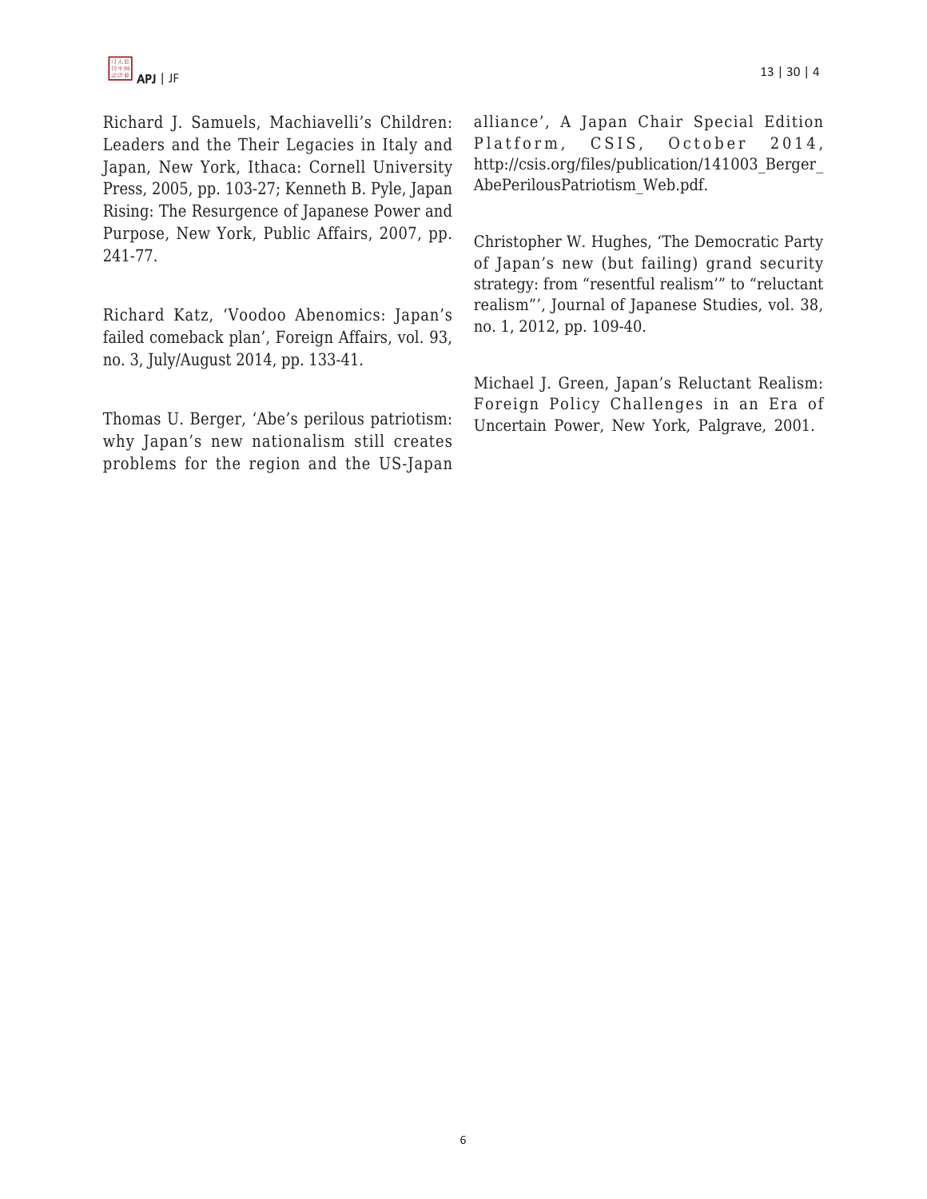Richard J. Samuels, Machiavelli's Children: Leaders and the Their Legacies in Italy and Japan, New York, Ithaca: Cornell University Press, 2005, pp. 103-27; Kenneth B. Pyle, Japan Rising: The Resurgence of Japanese Power and Purpose, New York, Public Affairs, 2007, pp. 241-77.

Richard Katz, 'Voodoo Abenomics: Japan's failed comeback plan', Foreign Affairs, vol. 93, no. 3, July/August 2014, pp. 133-41.

Thomas U. Berger, 'Abe's perilous patriotism: why Japan's new nationalism still creates problems for the region and the US-Japan alliance', A Japan Chair Special Edition Platform, CSIS, October 2014, http://csis.org/files/publication/141003_Berger_AbePerilousPatriotism_Web.pdf.

Christopher W. Hughes, 'The Democratic Party of Japan's new (but failing) grand security strategy: from "resentful realism'" to "reluctant realism"', Journal of Japanese Studies, vol. 38, no. 1, 2012, pp. 109-40.

Michael J. Green, Japan's Reluctant Realism: Foreign Policy Challenges in an Era of Uncertain Power, New York, Palgrave, 2001.